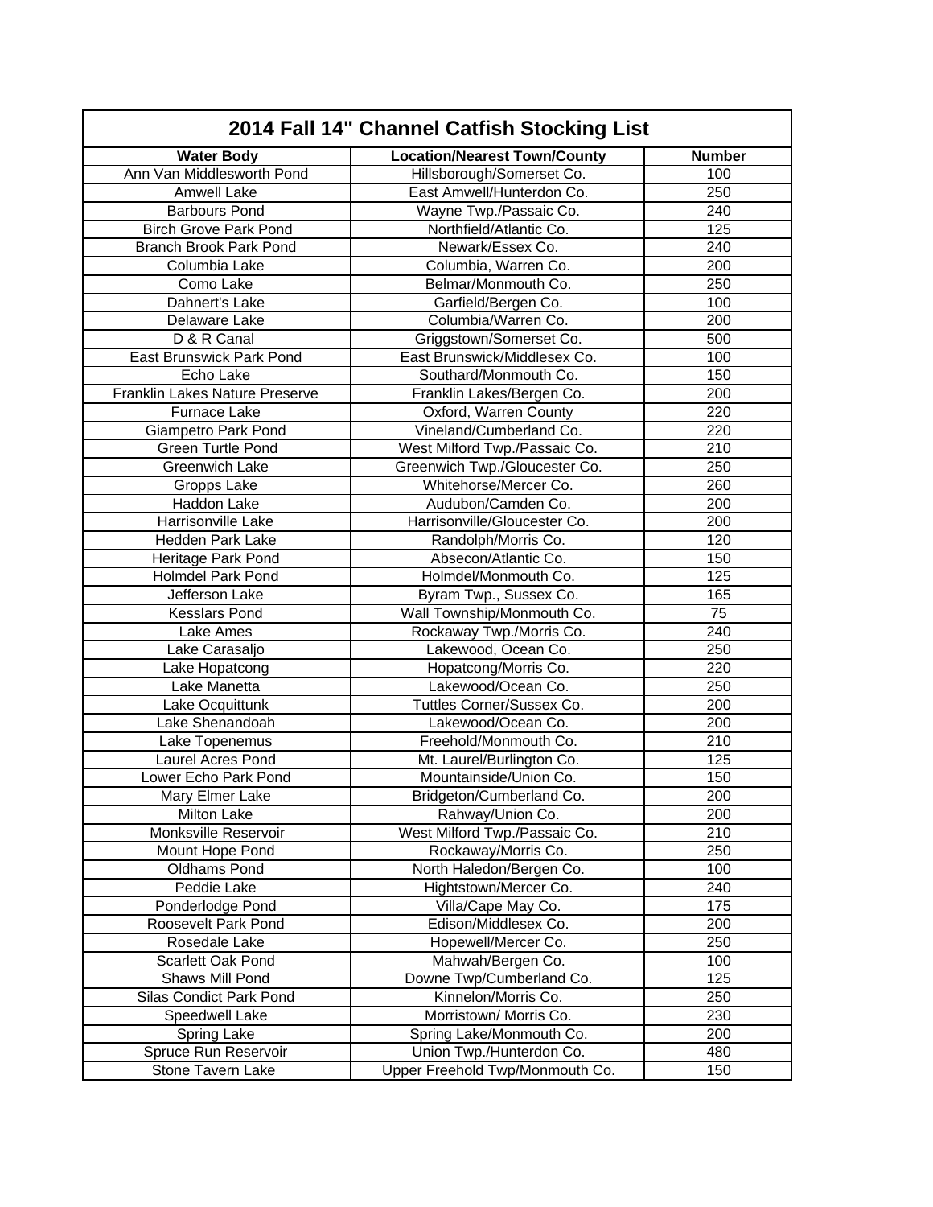| 2014 Fall 14" Channel Catfish Stocking List | | |
|---|---|---|
| **Water Body** | **Location/Nearest Town/County** | **Number** |
| Ann Van Middlesworth Pond | Hillsborough/Somerset Co. | 100 |
| Amwell Lake | East Amwell/Hunterdon Co. | 250 |
| Barbours Pond | Wayne Twp./Passaic Co. | 240 |
| Birch Grove Park Pond | Northfield/Atlantic Co. | 125 |
| Branch Brook Park Pond | Newark/Essex Co. | 240 |
| Columbia Lake | Columbia, Warren Co. | 200 |
| Como Lake | Belmar/Monmouth Co. | 250 |
| Dahnert's Lake | Garfield/Bergen Co. | 100 |
| Delaware Lake | Columbia/Warren Co. | 200 |
| D & R Canal | Griggstown/Somerset Co. | 500 |
| East Brunswick Park Pond | East Brunswick/Middlesex Co. | 100 |
| Echo Lake | Southard/Monmouth Co. | 150 |
| Franklin Lakes Nature Preserve | Franklin Lakes/Bergen Co. | 200 |
| Furnace Lake | Oxford, Warren County | 220 |
| Giampetro Park Pond | Vineland/Cumberland Co. | 220 |
| Green Turtle Pond | West Milford Twp./Passaic Co. | 210 |
| Greenwich Lake | Greenwich Twp./Gloucester Co. | 250 |
| Gropps Lake | Whitehorse/Mercer Co. | 260 |
| Haddon Lake | Audubon/Camden Co. | 200 |
| Harrisonville Lake | Harrisonville/Gloucester Co. | 200 |
| Hedden Park Lake | Randolph/Morris Co. | 120 |
| Heritage Park Pond | Absecon/Atlantic Co. | 150 |
| Holmdel Park Pond | Holmdel/Monmouth Co. | 125 |
| Jefferson Lake | Byram Twp., Sussex Co. | 165 |
| Kesslars Pond | Wall Township/Monmouth Co. | 75 |
| Lake Ames | Rockaway Twp./Morris Co. | 240 |
| Lake Carasaljo | Lakewood, Ocean Co. | 250 |
| Lake Hopatcong | Hopatcong/Morris Co. | 220 |
| Lake Manetta | Lakewood/Ocean Co. | 250 |
| Lake Ocquittunk | Tuttles Corner/Sussex Co. | 200 |
| Lake Shenandoah | Lakewood/Ocean Co. | 200 |
| Lake Topenemus | Freehold/Monmouth Co. | 210 |
| Laurel Acres Pond | Mt. Laurel/Burlington Co. | 125 |
| Lower Echo Park Pond | Mountainside/Union Co. | 150 |
| Mary Elmer Lake | Bridgeton/Cumberland Co. | 200 |
| Milton Lake | Rahway/Union Co. | 200 |
| Monksville Reservoir | West Milford Twp./Passaic Co. | 210 |
| Mount Hope Pond | Rockaway/Morris Co. | 250 |
| Oldhams Pond | North Haledon/Bergen Co. | 100 |
| Peddie Lake | Hightstown/Mercer Co. | 240 |
| Ponderlodge Pond | Villa/Cape May Co. | 175 |
| Roosevelt Park Pond | Edison/Middlesex Co. | 200 |
| Rosedale Lake | Hopewell/Mercer Co. | 250 |
| Scarlett Oak Pond | Mahwah/Bergen Co. | 100 |
| Shaws Mill Pond | Downe Twp/Cumberland Co. | 125 |
| Silas Condict Park Pond | Kinnelon/Morris Co. | 250 |
| Speedwell Lake | Morristown/ Morris Co. | 230 |
| Spring Lake | Spring Lake/Monmouth Co. | 200 |
| Spruce Run Reservoir | Union Twp./Hunterdon Co. | 480 |
| Stone Tavern Lake | Upper Freehold Twp/Monmouth Co. | 150 |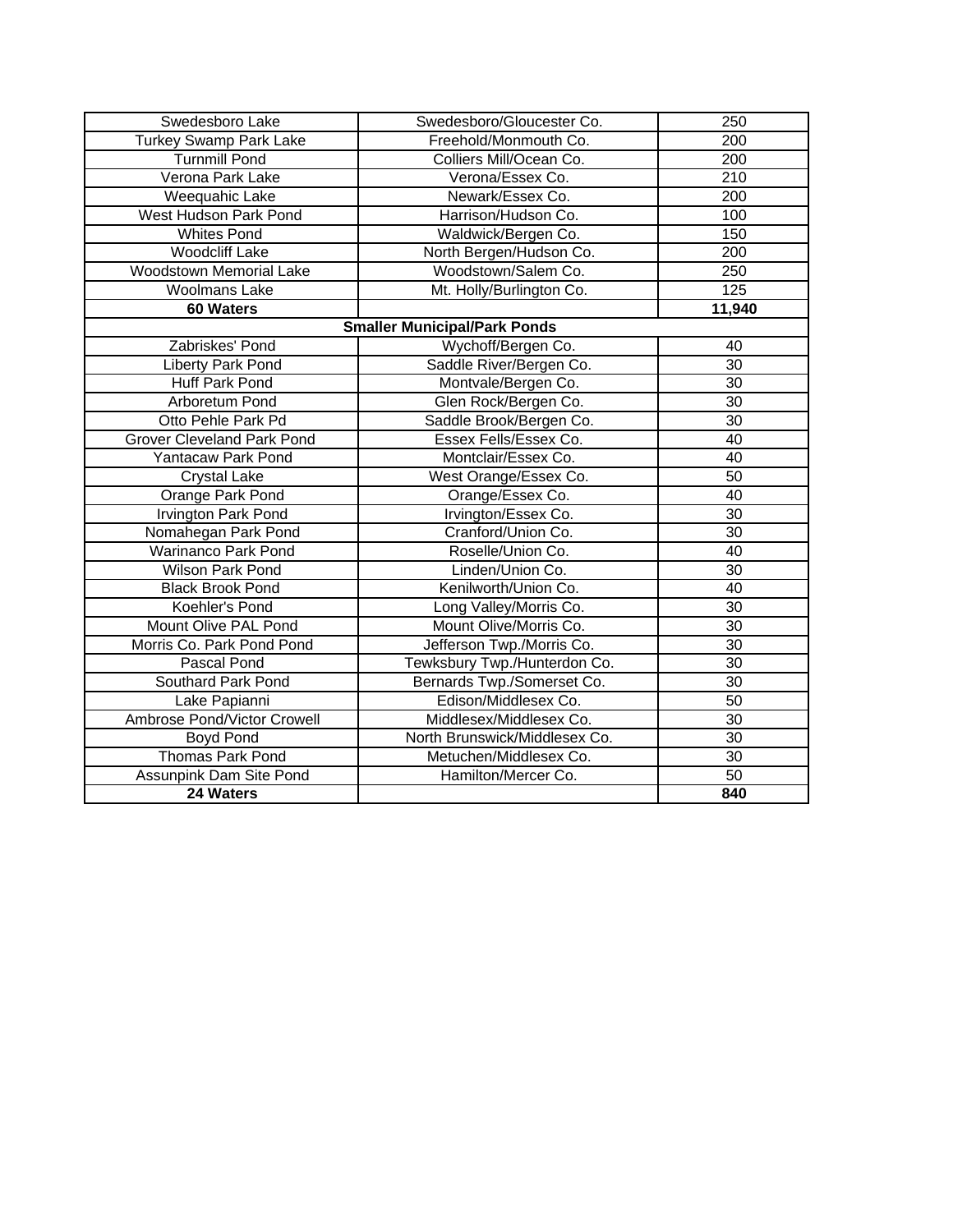| | | |
|---|---|---|
| Swedesboro Lake | Swedesboro/Gloucester Co. | 250 |
| Turkey Swamp Park Lake | Freehold/Monmouth Co. | 200 |
| Turnmill Pond | Colliers Mill/Ocean Co. | 200 |
| Verona Park Lake | Verona/Essex Co. | 210 |
| Weequahic Lake | Newark/Essex Co. | 200 |
| West Hudson Park Pond | Harrison/Hudson Co. | 100 |
| Whites Pond | Waldwick/Bergen Co. | 150 |
| Woodcliff Lake | North Bergen/Hudson Co. | 200 |
| Woodstown Memorial Lake | Woodstown/Salem Co. | 250 |
| Woolmans Lake | Mt. Holly/Burlington Co. | 125 |
| **60 Waters** | | **11,940** |
| **Smaller Municipal/Park Ponds** | | |
| Zabriskes' Pond | Wychoff/Bergen Co. | 40 |
| Liberty Park Pond | Saddle River/Bergen Co. | 30 |
| Huff Park Pond | Montvale/Bergen Co. | 30 |
| Arboretum Pond | Glen Rock/Bergen Co. | 30 |
| Otto Pehle Park Pd | Saddle Brook/Bergen Co. | 30 |
| Grover Cleveland Park Pond | Essex Fells/Essex Co. | 40 |
| Yantacaw Park Pond | Montclair/Essex Co. | 40 |
| Crystal Lake | West Orange/Essex Co. | 50 |
| Orange Park Pond | Orange/Essex Co. | 40 |
| Irvington Park Pond | Irvington/Essex Co. | 30 |
| Nomahegan Park Pond | Cranford/Union Co. | 30 |
| Warinanco Park Pond | Roselle/Union Co. | 40 |
| Wilson Park Pond | Linden/Union Co. | 30 |
| Black Brook Pond | Kenilworth/Union Co. | 40 |
| Koehler's Pond | Long Valley/Morris Co. | 30 |
| Mount Olive PAL Pond | Mount Olive/Morris Co. | 30 |
| Morris Co. Park Pond Pond | Jefferson Twp./Morris Co. | 30 |
| Pascal Pond | Tewksbury Twp./Hunterdon Co. | 30 |
| Southard Park Pond | Bernards Twp./Somerset Co. | 30 |
| Lake Papianni | Edison/Middlesex Co. | 50 |
| Ambrose Pond/Victor Crowell | Middlesex/Middlesex Co. | 30 |
| Boyd Pond | North Brunswick/Middlesex Co. | 30 |
| Thomas Park Pond | Metuchen/Middlesex Co. | 30 |
| Assunpink Dam Site Pond | Hamilton/Mercer Co. | 50 |
| **24 Waters** | | **840** |